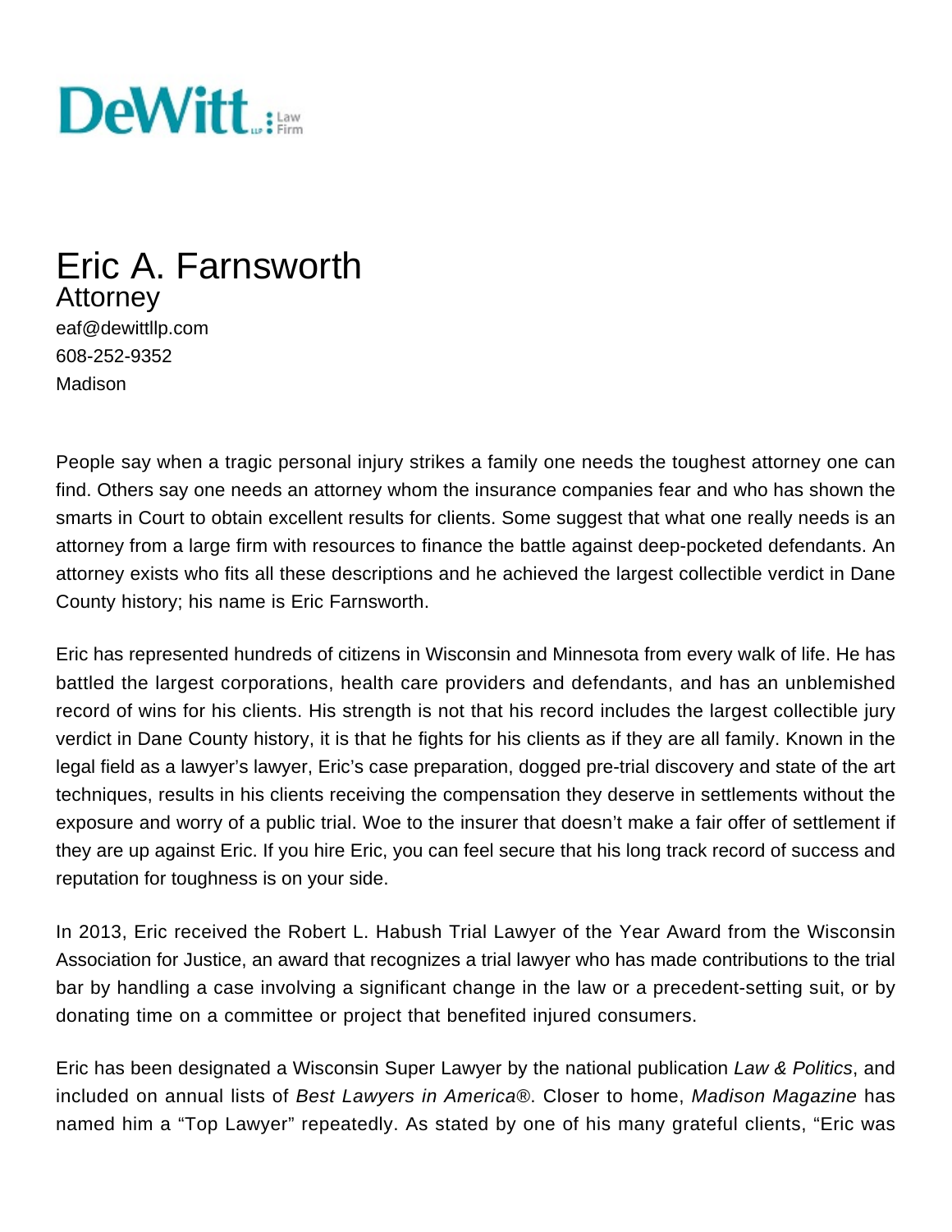DeWitt LLP Law Firm

# Eric A. Farnsworth

## Attorney

eaf@dewittllp.com
608-252-9352
Madison

People say when a tragic personal injury strikes a family one needs the toughest attorney one can find. Others say one needs an attorney whom the insurance companies fear and who has shown the smarts in Court to obtain excellent results for clients. Some suggest that what one really needs is an attorney from a large firm with resources to finance the battle against deep-pocketed defendants. An attorney exists who fits all these descriptions and he achieved the largest collectible verdict in Dane County history; his name is Eric Farnsworth.

Eric has represented hundreds of citizens in Wisconsin and Minnesota from every walk of life. He has battled the largest corporations, health care providers and defendants, and has an unblemished record of wins for his clients. His strength is not that his record includes the largest collectible jury verdict in Dane County history, it is that he fights for his clients as if they are all family. Known in the legal field as a lawyer's lawyer, Eric's case preparation, dogged pre-trial discovery and state of the art techniques, results in his clients receiving the compensation they deserve in settlements without the exposure and worry of a public trial. Woe to the insurer that doesn't make a fair offer of settlement if they are up against Eric. If you hire Eric, you can feel secure that his long track record of success and reputation for toughness is on your side.

In 2013, Eric received the Robert L. Habush Trial Lawyer of the Year Award from the Wisconsin Association for Justice, an award that recognizes a trial lawyer who has made contributions to the trial bar by handling a case involving a significant change in the law or a precedent-setting suit, or by donating time on a committee or project that benefited injured consumers.

Eric has been designated a Wisconsin Super Lawyer by the national publication *Law & Politics*, and included on annual lists of *Best Lawyers in America®*. Closer to home, *Madison Magazine* has named him a "Top Lawyer" repeatedly. As stated by one of his many grateful clients, "Eric was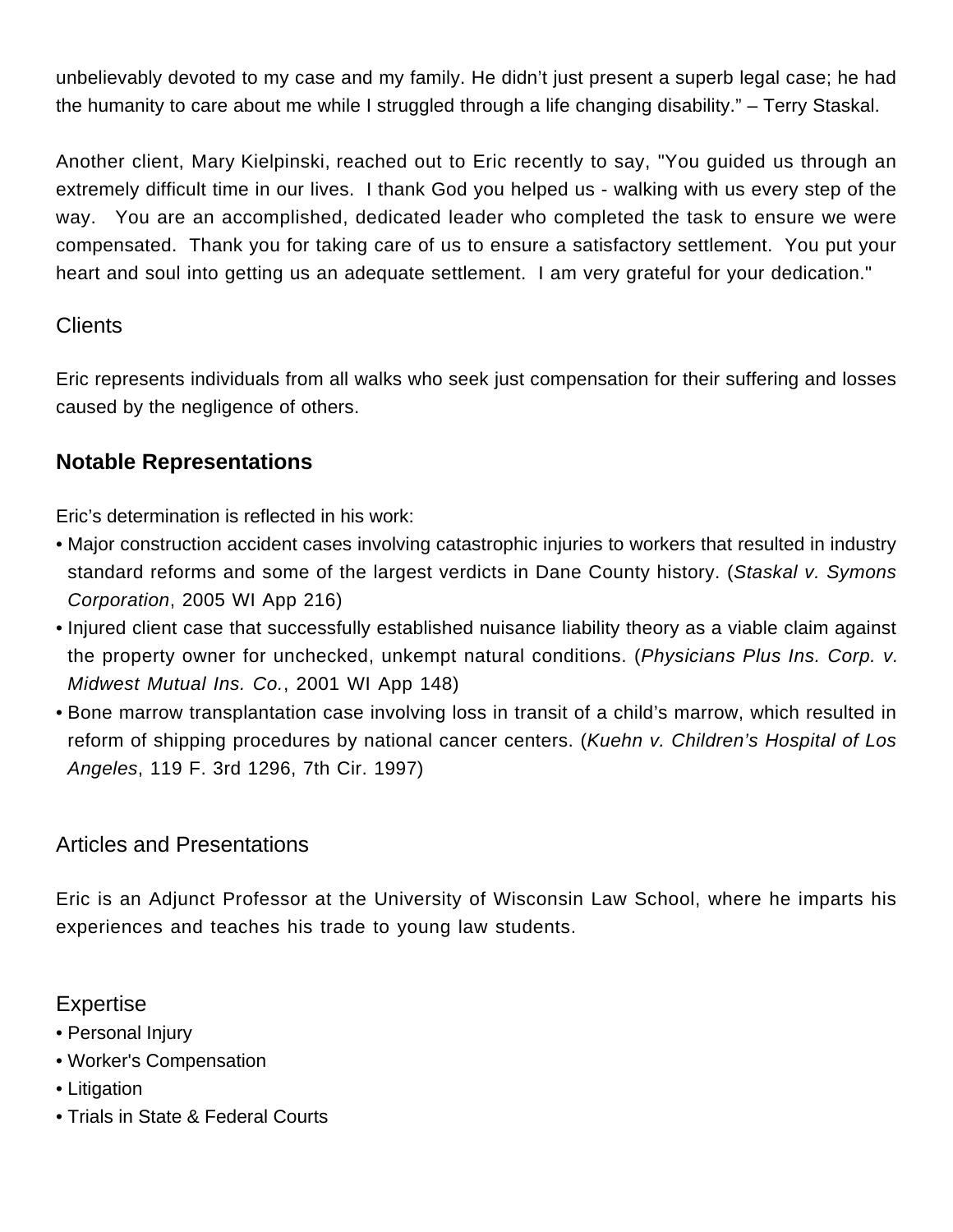unbelievably devoted to my case and my family. He didn't just present a superb legal case; he had the humanity to care about me while I struggled through a life changing disability." – Terry Staskal.

Another client, Mary Kielpinski, reached out to Eric recently to say, "You guided us through an extremely difficult time in our lives. I thank God you helped us - walking with us every step of the way. You are an accomplished, dedicated leader who completed the task to ensure we were compensated. Thank you for taking care of us to ensure a satisfactory settlement. You put your heart and soul into getting us an adequate settlement. I am very grateful for your dedication."

## Clients

Eric represents individuals from all walks who seek just compensation for their suffering and losses caused by the negligence of others.

### Notable Representations

Eric's determination is reflected in his work:

- Major construction accident cases involving catastrophic injuries to workers that resulted in industry standard reforms and some of the largest verdicts in Dane County history. (*Staskal v. Symons Corporation*, 2005 WI App 216)
- Injured client case that successfully established nuisance liability theory as a viable claim against the property owner for unchecked, unkempt natural conditions. (*Physicians Plus Ins. Corp. v. Midwest Mutual Ins. Co.*, 2001 WI App 148)
- Bone marrow transplantation case involving loss in transit of a child's marrow, which resulted in reform of shipping procedures by national cancer centers. (*Kuehn v. Children's Hospital of Los Angeles*, 119 F. 3rd 1296, 7th Cir. 1997)

## Articles and Presentations

Eric is an Adjunct Professor at the University of Wisconsin Law School, where he imparts his experiences and teaches his trade to young law students.

## Expertise

- Personal Injury
- Worker's Compensation
- Litigation
- Trials in State & Federal Courts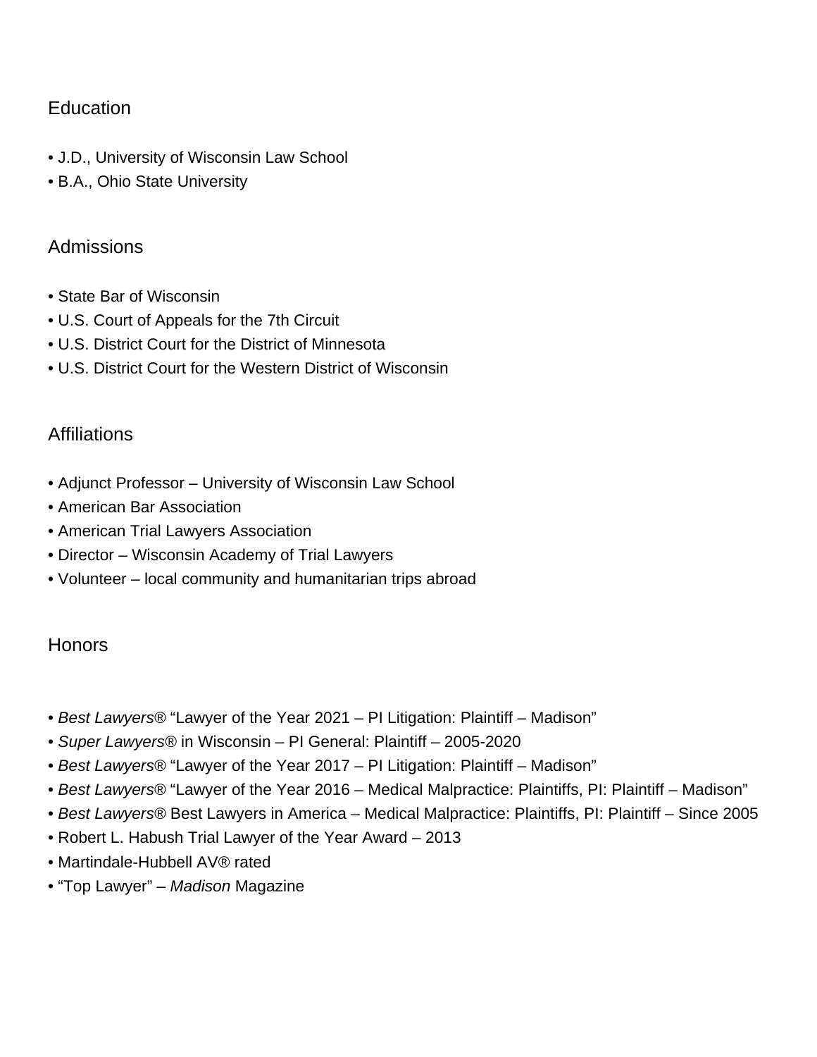## Education

- J.D., University of Wisconsin Law School
- B.A., Ohio State University

## Admissions

- State Bar of Wisconsin
- U.S. Court of Appeals for the 7th Circuit
- U.S. District Court for the District of Minnesota
- U.S. District Court for the Western District of Wisconsin

## Affiliations

- Adjunct Professor – University of Wisconsin Law School
- American Bar Association
- American Trial Lawyers Association
- Director – Wisconsin Academy of Trial Lawyers
- Volunteer – local community and humanitarian trips abroad

## Honors

- *Best Lawyers*® “Lawyer of the Year 2021 – PI Litigation: Plaintiff – Madison”
- *Super Lawyers*® in Wisconsin – PI General: Plaintiff – 2005-2020
- *Best Lawyers*® “Lawyer of the Year 2017 – PI Litigation: Plaintiff – Madison”
- *Best Lawyers*® “Lawyer of the Year 2016 – Medical Malpractice: Plaintiffs, PI: Plaintiff – Madison”
- *Best Lawyers*® Best Lawyers in America – Medical Malpractice: Plaintiffs, PI: Plaintiff – Since 2005
- Robert L. Habush Trial Lawyer of the Year Award – 2013
- Martindale-Hubbell AV® rated
- “Top Lawyer” – *Madison* Magazine